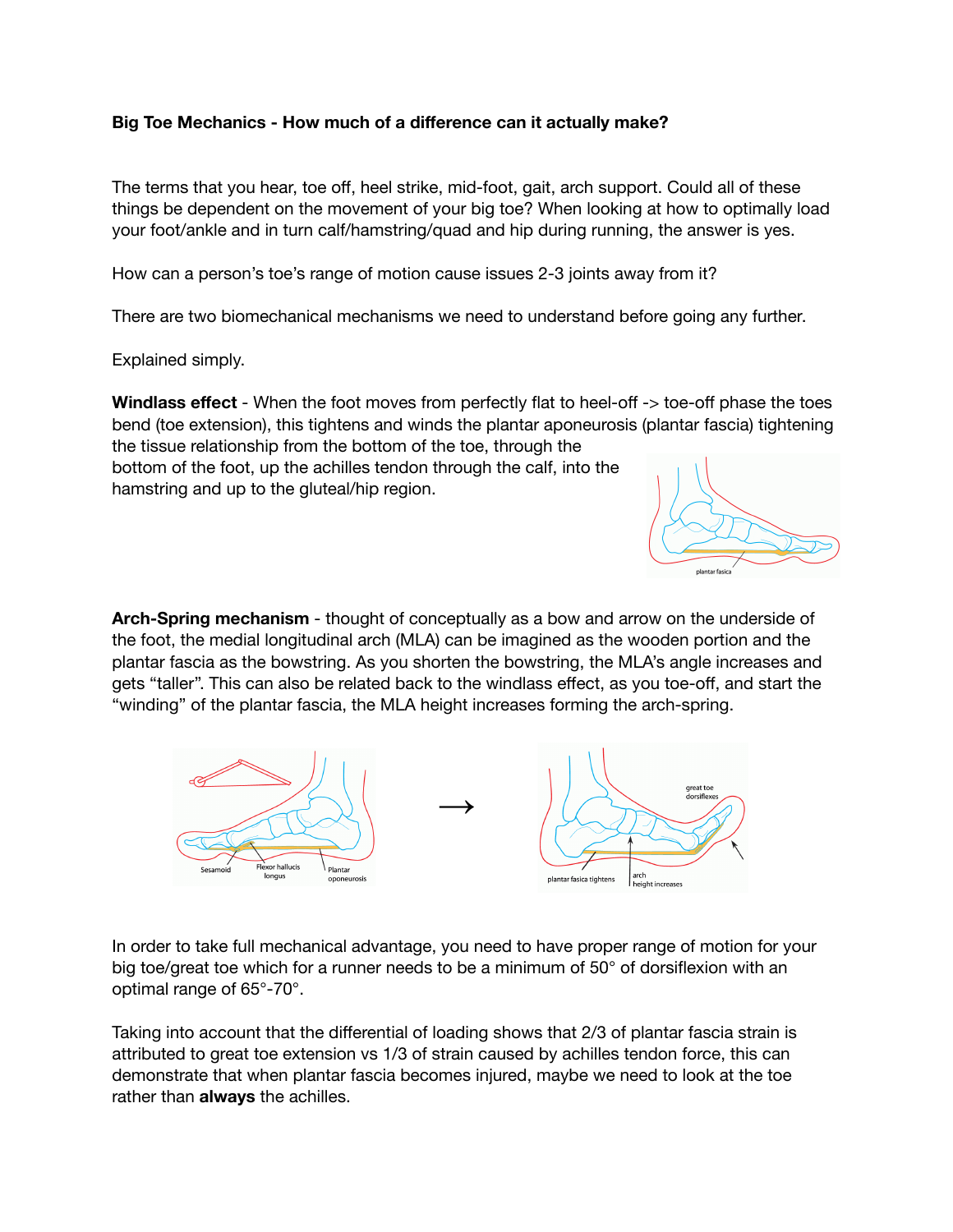**Big Toe Mechanics - How much of a difference can it actually make?**

The terms that you hear, toe off, heel strike, mid-foot, gait, arch support. Could all of these things be dependent on the movement of your big toe? When looking at how to optimally load your foot/ankle and in turn calf/hamstring/quad and hip during running, the answer is yes.

How can a person's toe's range of motion cause issues 2-3 joints away from it?

There are two biomechanical mechanisms we need to understand before going any further.

Explained simply.

**Windlass effect** - When the foot moves from perfectly flat to heel-off -> toe-off phase the toes bend (toe extension), this tightens and winds the plantar aponeurosis (plantar fascia) tightening the tissue relationship from the bottom of the toe, through the bottom of the foot, up the achilles tendon through the calf, into the hamstring and up to the gluteal/hip region.

**Arch-Spring mechanism** - thought of conceptually as a bow and arrow on the underside of the foot, the medial longitudinal arch (MLA) can be imagined as the wooden portion and the plantar fascia as the bowstring. As you shorten the bowstring, the MLA's angle increases and gets "taller". This can also be related back to the windlass effect, as you toe-off, and start the "winding" of the plantar fascia, the MLA height increases forming the arch-spring.

In order to take full mechanical advantage, you need to have proper range of motion for your big toe/great toe which for a runner needs to be a minimum of 50° of dorsiflexion with an optimal range of 65°-70°.

Taking into account that the differential of loading shows that 2/3 of plantar fascia strain is attributed to great toe extension vs 1/3 of strain caused by achilles tendon force, this can demonstrate that when plantar fascia becomes injured, maybe we need to look at the toe rather than **always** the achilles.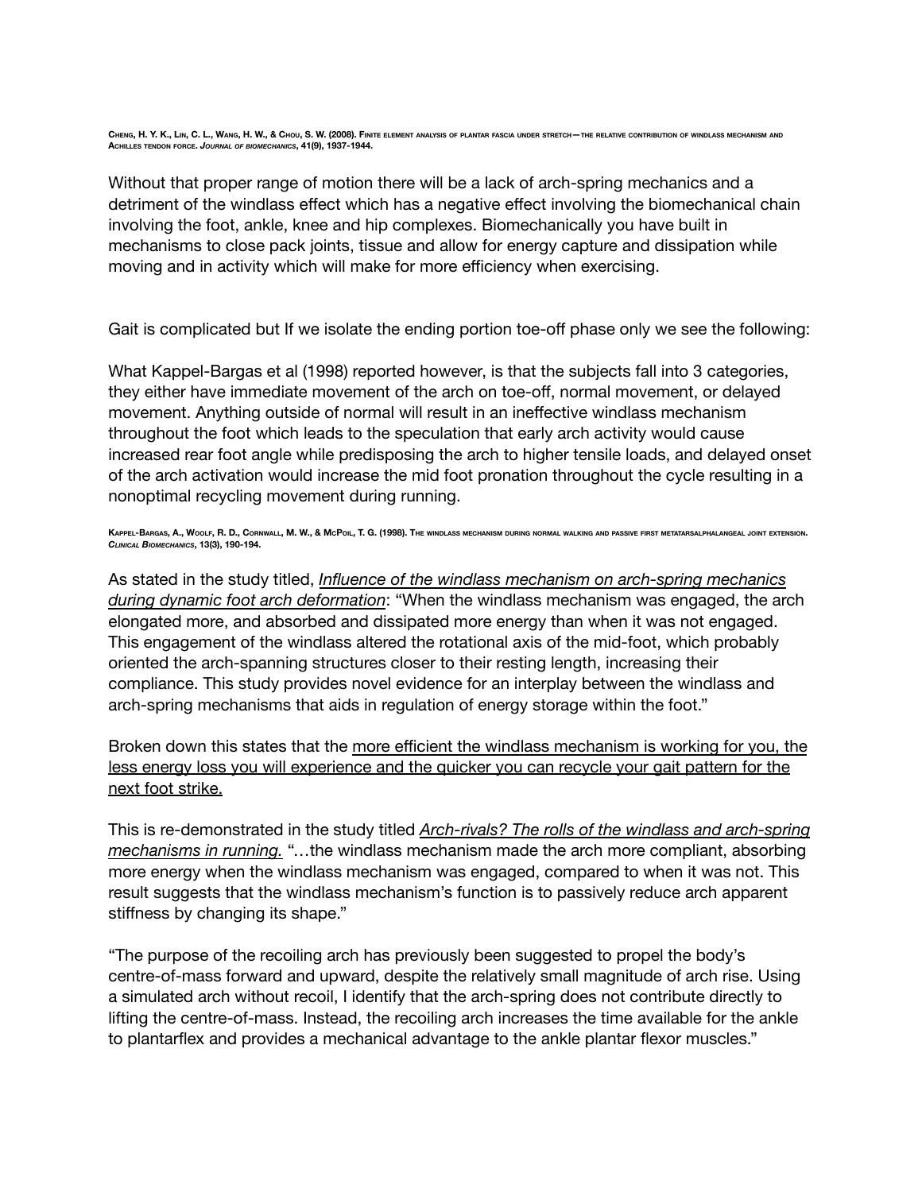Cheng, H. Y. K., Lin, C. L., Wang, H. W., & Chou, S. W. (2008). Finite element analysis of plantar fascia under stretch—the relative contribution of windlass mechanism and Achilles tendon force. *Journal of biomechanics*, 41(9), 1937-1944.

Without that proper range of motion there will be a lack of arch-spring mechanics and a detriment of the windlass effect which has a negative effect involving the biomechanical chain involving the foot, ankle, knee and hip complexes. Biomechanically you have built in mechanisms to close pack joints, tissue and allow for energy capture and dissipation while moving and in activity which will make for more efficiency when exercising.

Gait is complicated but If we isolate the ending portion toe-off phase only we see the following:

What Kappel-Bargas et al (1998) reported however, is that the subjects fall into 3 categories, they either have immediate movement of the arch on toe-off, normal movement, or delayed movement. Anything outside of normal will result in an ineffective windlass mechanism throughout the foot which leads to the speculation that early arch activity would cause increased rear foot angle while predisposing the arch to higher tensile loads, and delayed onset of the arch activation would increase the mid foot pronation throughout the cycle resulting in a nonoptimal recycling movement during running.

Kappel-Bargas, A., Woolf, R. D., Cornwall, M. W., & McPoil, T. G. (1998). The windlass mechanism during normal walking and passive first metatarsalphalangeal joint extension. *Clinical Biomechanics*, 13(3), 190-194.

As stated in the study titled, <u>*Influence of the windlass mechanism on arch-spring mechanics during dynamic foot arch deformation*</u>: "When the windlass mechanism was engaged, the arch elongated more, and absorbed and dissipated more energy than when it was not engaged. This engagement of the windlass altered the rotational axis of the mid-foot, which probably oriented the arch-spanning structures closer to their resting length, increasing their compliance. This study provides novel evidence for an interplay between the windlass and arch-spring mechanisms that aids in regulation of energy storage within the foot."

Broken down this states that the <u>more efficient the windlass mechanism is working for you, the less energy loss you will experience and the quicker you can recycle your gait pattern for the next foot strike.</u>

This is re-demonstrated in the study titled <u>*Arch-rivals? The rolls of the windlass and arch-spring mechanisms in running.*</u> "…the windlass mechanism made the arch more compliant, absorbing more energy when the windlass mechanism was engaged, compared to when it was not. This result suggests that the windlass mechanism's function is to passively reduce arch apparent stiffness by changing its shape."

"The purpose of the recoiling arch has previously been suggested to propel the body's centre-of-mass forward and upward, despite the relatively small magnitude of arch rise. Using a simulated arch without recoil, I identify that the arch-spring does not contribute directly to lifting the centre-of-mass. Instead, the recoiling arch increases the time available for the ankle to plantarflex and provides a mechanical advantage to the ankle plantar flexor muscles."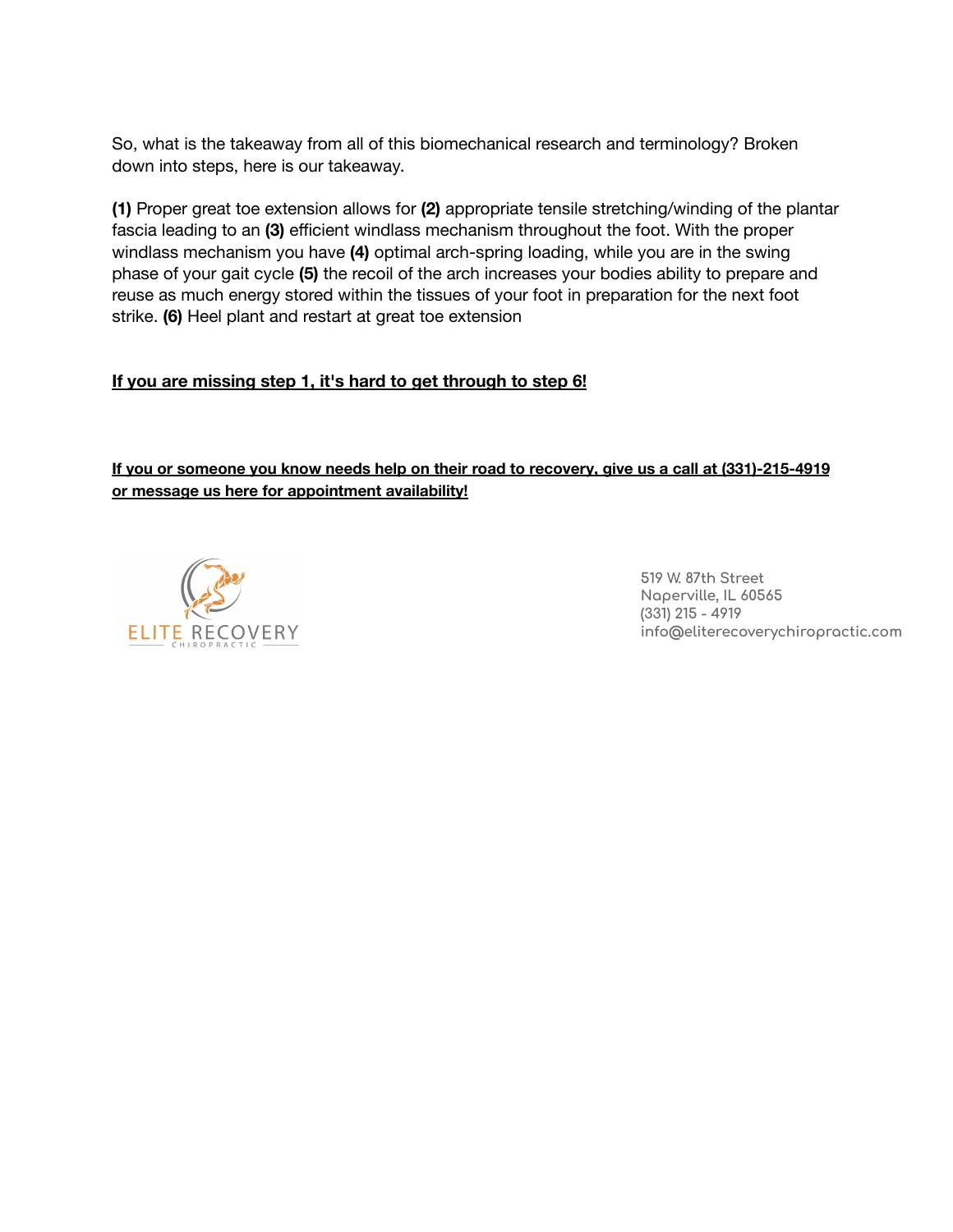So, what is the takeaway from all of this biomechanical research and terminology? Broken down into steps, here is our takeaway.

**(1)** Proper great toe extension allows for **(2)** appropriate tensile stretching/winding of the plantar fascia leading to an **(3)** efficient windlass mechanism throughout the foot. With the proper windlass mechanism you have **(4)** optimal arch-spring loading, while you are in the swing phase of your gait cycle **(5)** the recoil of the arch increases your bodies ability to prepare and reuse as much energy stored within the tissues of your foot in preparation for the next foot strike. **(6)** Heel plant and restart at great toe extension

**If you are missing step 1, it's hard to get through to step 6!**

**If you or someone you know needs help on their road to recovery, give us a call at (331)-215-4919 or message us here for appointment availability!**

ELITE RECOVERY
CHIROPRACTIC

519 W. 87th Street
Naperville, IL 60565
(331) 215 - 4919
info@eliterecoverychiropractic.com